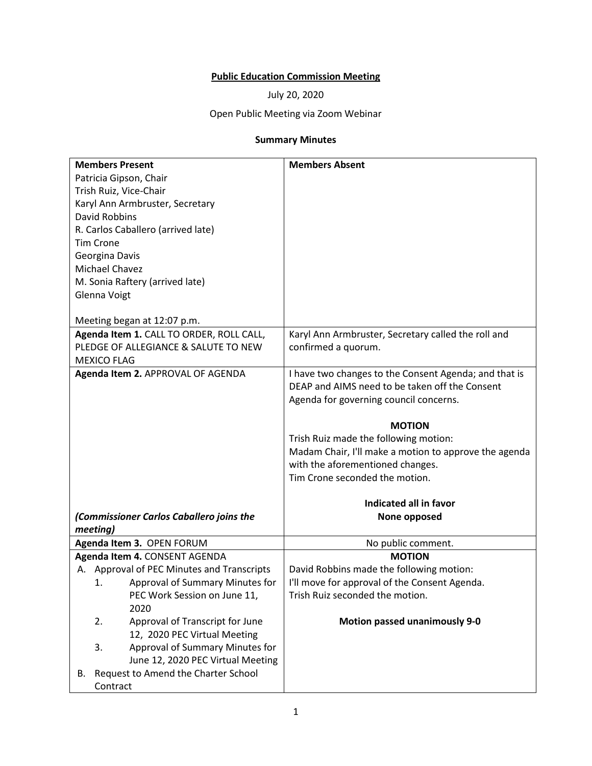**Public Education Commission Meeting**

July 20, 2020

Open Public Meeting via Zoom Webinar

**Summary Minutes**

| **Members Present** | **Members Absent** |
|---|---|
| Patricia Gipson, Chair<br>Trish Ruiz, Vice-Chair<br>Karyl Ann Armbruster, Secretary<br>David Robbins<br>R. Carlos Caballero (arrived late)<br>Tim Crone<br>Georgina Davis<br>Michael Chavez<br>M. Sonia Raftery (arrived late)<br>Glenna Voigt<br><br>Meeting began at 12:07 p.m. | |
| **Agenda Item 1.** CALL TO ORDER, ROLL CALL, PLEDGE OF ALLEGIANCE & SALUTE TO NEW MEXICO FLAG | Karyl Ann Armbruster, Secretary called the roll and confirmed a quorum. |
| **Agenda Item 2.** APPROVAL OF AGENDA<br><br>*(Commissioner Carlos Caballero joins the meeting)* | I have two changes to the Consent Agenda; and that is DEAP and AIMS need to be taken off the Consent Agenda for governing council concerns.<br><br>**MOTION**<br>Trish Ruiz made the following motion:<br>Madam Chair, I'll make a motion to approve the agenda with the aforementioned changes.<br>Tim Crone seconded the motion.<br><br>**Indicated all in favor**<br>**None opposed** |
| **Agenda Item 3.** OPEN FORUM | No public comment. |
| **Agenda Item 4.** CONSENT AGENDA<br>A. Approval of PEC Minutes and Transcripts<br>1. Approval of Summary Minutes for PEC Work Session on June 11, 2020<br>2. Approval of Transcript for June 12, 2020 PEC Virtual Meeting<br>3. Approval of Summary Minutes for June 12, 2020 PEC Virtual Meeting<br>B. Request to Amend the Charter School Contract | **MOTION**<br>David Robbins made the following motion:<br>I'll move for approval of the Consent Agenda.<br>Trish Ruiz seconded the motion.<br><br>**Motion passed unanimously 9-0** |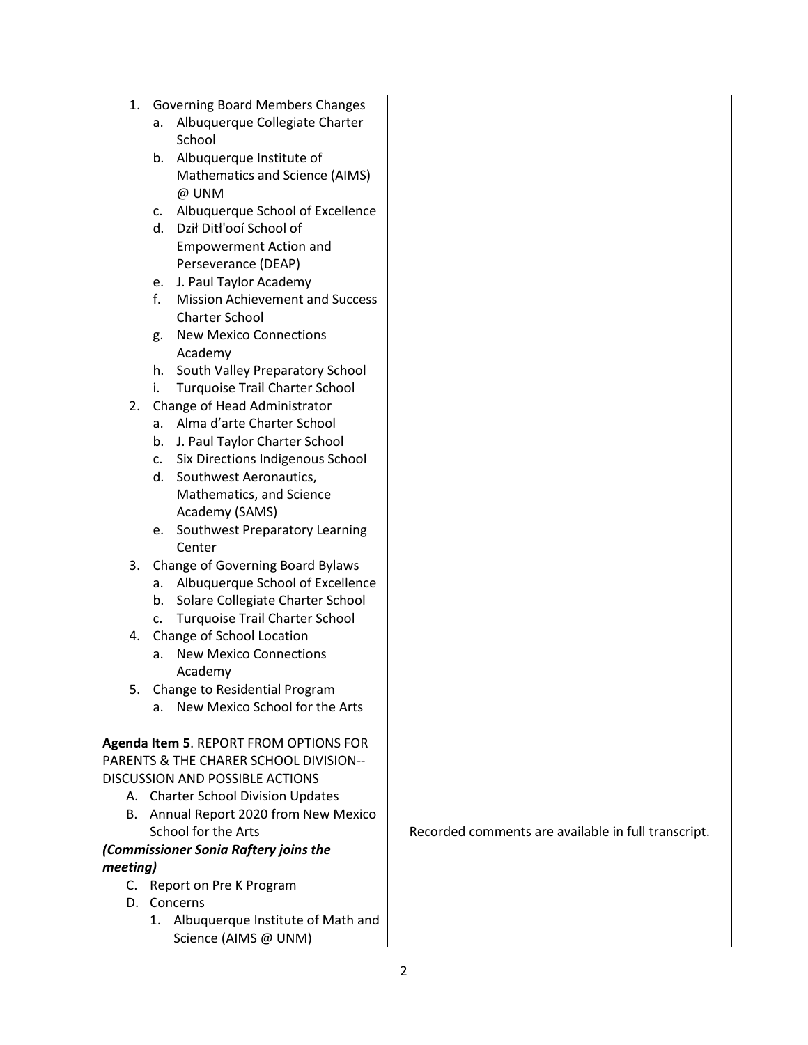| | |
|---|---|
| 1. Governing Board Members Changes<br>a. Albuquerque Collegiate Charter School<br>b. Albuquerque Institute of Mathematics and Science (AIMS) @ UNM<br>c. Albuquerque School of Excellence<br>d. Dził Ditł'ooí School of Empowerment Action and Perseverance (DEAP)<br>e. J. Paul Taylor Academy<br>f. Mission Achievement and Success Charter School<br>g. New Mexico Connections Academy<br>h. South Valley Preparatory School<br>i. Turquoise Trail Charter School<br>2. Change of Head Administrator<br>a. Alma d'arte Charter School<br>b. J. Paul Taylor Charter School<br>c. Six Directions Indigenous School<br>d. Southwest Aeronautics, Mathematics, and Science Academy (SAMS)<br>e. Southwest Preparatory Learning Center<br>3. Change of Governing Board Bylaws<br>a. Albuquerque School of Excellence<br>b. Solare Collegiate Charter School<br>c. Turquoise Trail Charter School<br>4. Change of School Location<br>a. New Mexico Connections Academy<br>5. Change to Residential Program<br>a. New Mexico School for the Arts | |
| **Agenda Item 5**. REPORT FROM OPTIONS FOR PARENTS & THE CHARER SCHOOL DIVISION--DISCUSSION AND POSSIBLE ACTIONS<br>A. Charter School Division Updates<br>B. Annual Report 2020 from New Mexico School for the Arts<br>***(Commissioner Sonia Raftery joins the meeting)***<br>C. Report on Pre K Program<br>D. Concerns<br>1. Albuquerque Institute of Math and Science (AIMS @ UNM) | Recorded comments are available in full transcript. |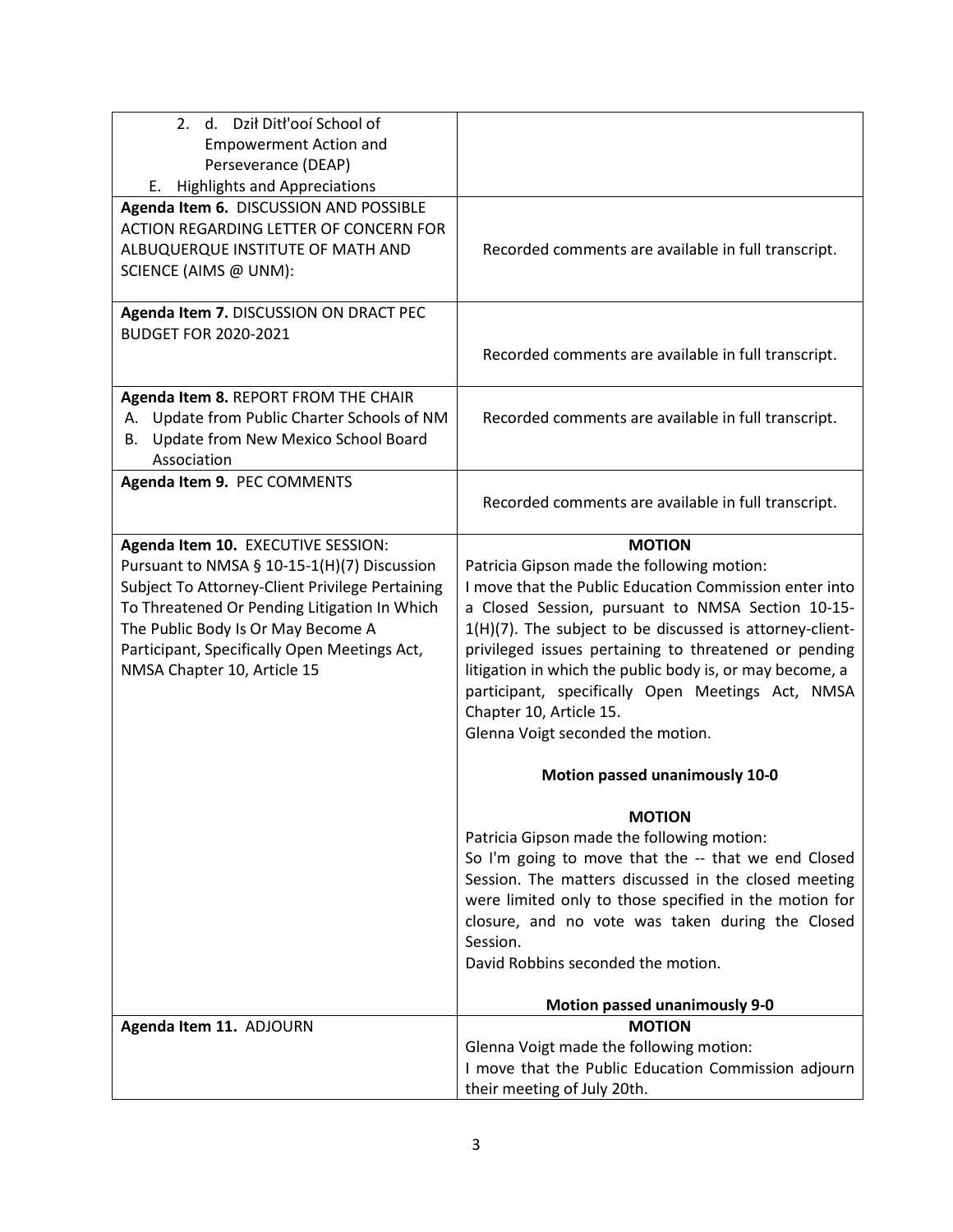| | |
|---|---|
| 2. d. Dził Ditł'ooí School of Empowerment Action and Perseverance (DEAP)<br>E. Highlights and Appreciations | |
| **Agenda Item 6.** DISCUSSION AND POSSIBLE ACTION REGARDING LETTER OF CONCERN FOR ALBUQUERQUE INSTITUTE OF MATH AND SCIENCE (AIMS @ UNM): | Recorded comments are available in full transcript. |
| **Agenda Item 7.** DISCUSSION ON DRACT PEC BUDGET FOR 2020-2021 | Recorded comments are available in full transcript. |
| **Agenda Item 8.** REPORT FROM THE CHAIR<br>A. Update from Public Charter Schools of NM<br>B. Update from New Mexico School Board Association | Recorded comments are available in full transcript. |
| **Agenda Item 9.** PEC COMMENTS | Recorded comments are available in full transcript. |
| **Agenda Item 10.** EXECUTIVE SESSION: Pursuant to NMSA § 10-15-1(H)(7) Discussion Subject To Attorney-Client Privilege Pertaining To Threatened Or Pending Litigation In Which The Public Body Is Or May Become A Participant, Specifically Open Meetings Act, NMSA Chapter 10, Article 15 | **MOTION**<br>Patricia Gipson made the following motion:<br>I move that the Public Education Commission enter into a Closed Session, pursuant to NMSA Section 10-15-1(H)(7). The subject to be discussed is attorney-client-privileged issues pertaining to threatened or pending litigation in which the public body is, or may become, a participant, specifically Open Meetings Act, NMSA Chapter 10, Article 15.<br>Glenna Voigt seconded the motion.<br>**Motion passed unanimously 10-0**<br>**MOTION**<br>Patricia Gipson made the following motion:<br>So I'm going to move that the -- that we end Closed Session. The matters discussed in the closed meeting were limited only to those specified in the motion for closure, and no vote was taken during the Closed Session.<br>David Robbins seconded the motion.<br>**Motion passed unanimously 9-0** |
| **Agenda Item 11.** ADJOURN | **MOTION**<br>Glenna Voigt made the following motion:<br>I move that the Public Education Commission adjourn their meeting of July 20th. |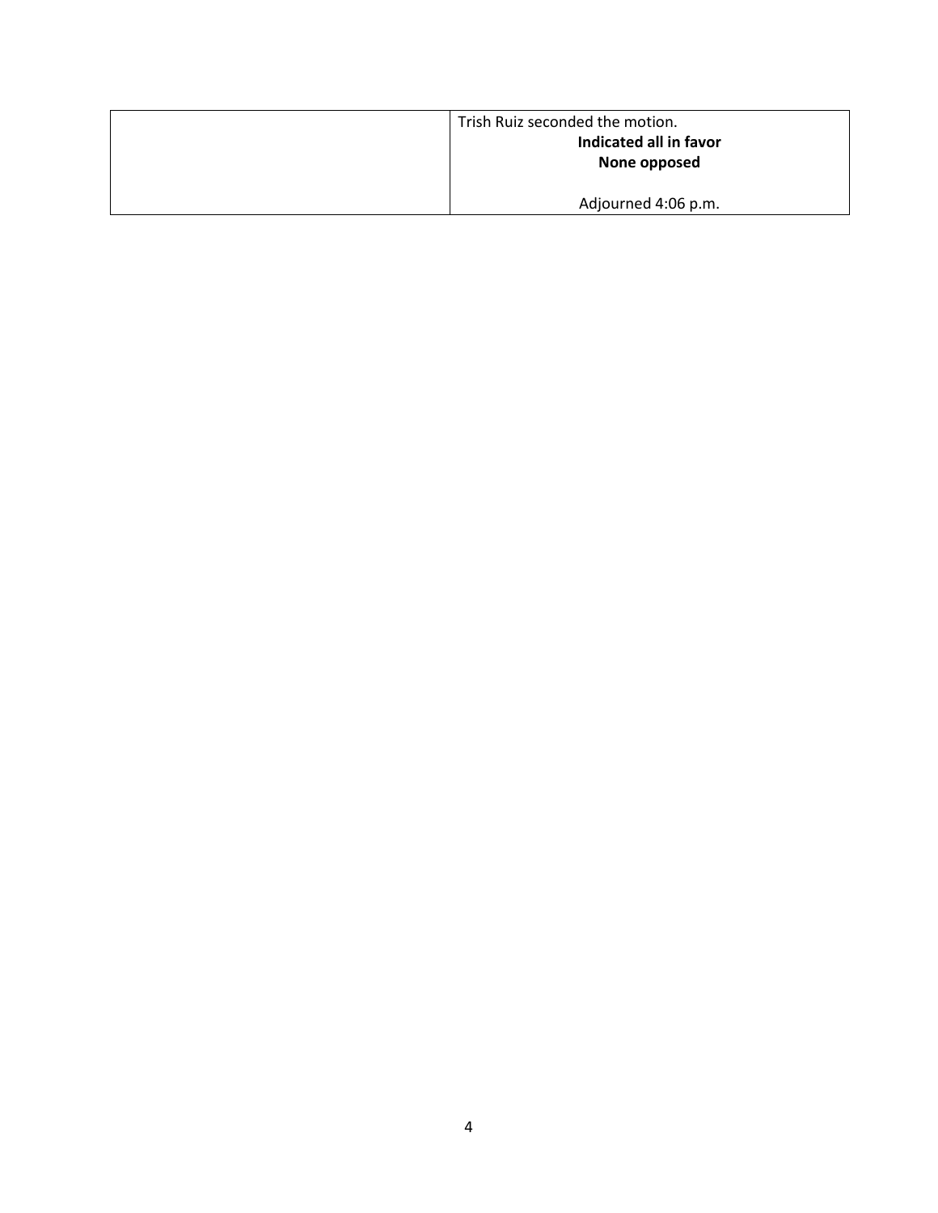| | |
|---|---|
| | Trish Ruiz seconded the motion.<br>**Indicated all in favor**<br>**None opposed**<br><br>Adjourned 4:06 p.m. |